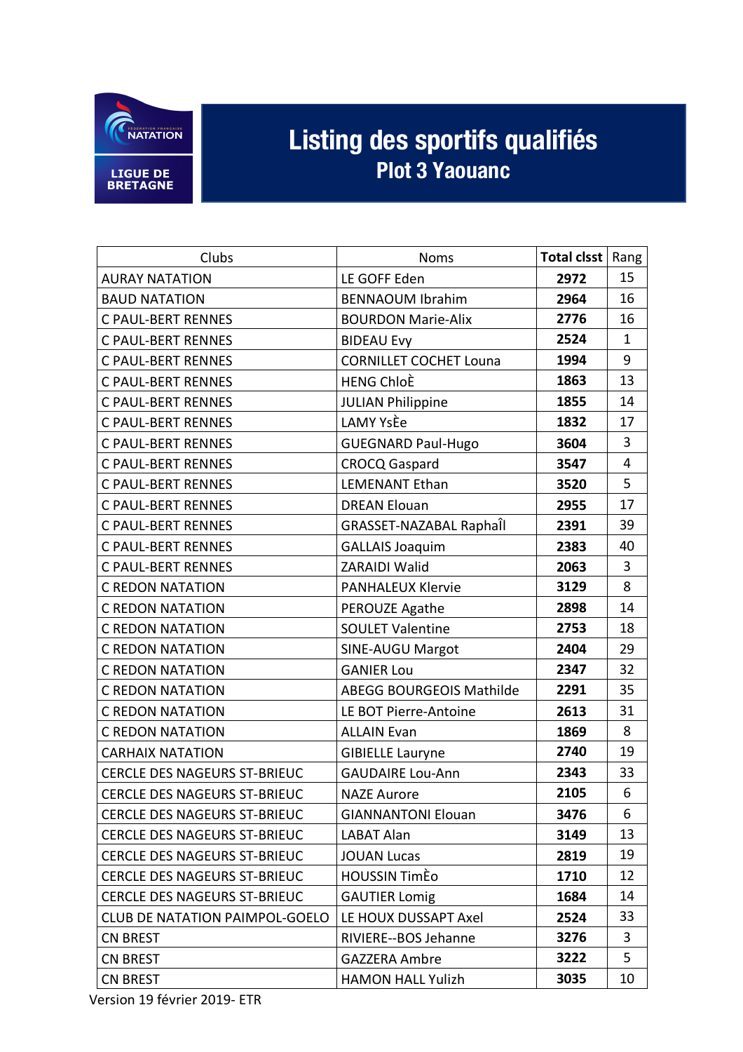FÉDÉRATION FRANÇAISE NATATION

LIGUE DE BRETAGNE

# Listing des sportifs qualifiés

## Plot 3 Yaouanc

| Clubs | Noms | Total clsst | Rang |
|---|---|---|---|
| AURAY NATATION | LE GOFF Eden | **2972** | 15 |
| BAUD NATATION | BENNAOUM Ibrahim | **2964** | 16 |
| C PAUL-BERT RENNES | BOURDON Marie-Alix | **2776** | 16 |
| C PAUL-BERT RENNES | BIDEAU Evy | **2524** | 1 |
| C PAUL-BERT RENNES | CORNILLET COCHET Louna | **1994** | 9 |
| C PAUL-BERT RENNES | HENG ChloÈ | **1863** | 13 |
| C PAUL-BERT RENNES | JULIAN Philippine | **1855** | 14 |
| C PAUL-BERT RENNES | LAMY YsÈe | **1832** | 17 |
| C PAUL-BERT RENNES | GUEGNARD Paul-Hugo | **3604** | 3 |
| C PAUL-BERT RENNES | CROCQ Gaspard | **3547** | 4 |
| C PAUL-BERT RENNES | LEMENANT Ethan | **3520** | 5 |
| C PAUL-BERT RENNES | DREAN Elouan | **2955** | 17 |
| C PAUL-BERT RENNES | GRASSET-NAZABAL RaphaÎl | **2391** | 39 |
| C PAUL-BERT RENNES | GALLAIS Joaquim | **2383** | 40 |
| C PAUL-BERT RENNES | ZARAIDI Walid | **2063** | 3 |
| C REDON NATATION | PANHALEUX Klervie | **3129** | 8 |
| C REDON NATATION | PEROUZE Agathe | **2898** | 14 |
| C REDON NATATION | SOULET Valentine | **2753** | 18 |
| C REDON NATATION | SINE-AUGU Margot | **2404** | 29 |
| C REDON NATATION | GANIER Lou | **2347** | 32 |
| C REDON NATATION | ABEGG BOURGEOIS Mathilde | **2291** | 35 |
| C REDON NATATION | LE BOT Pierre-Antoine | **2613** | 31 |
| C REDON NATATION | ALLAIN Evan | **1869** | 8 |
| CARHAIX NATATION | GIBIELLE Lauryne | **2740** | 19 |
| CERCLE DES NAGEURS ST-BRIEUC | GAUDAIRE Lou-Ann | **2343** | 33 |
| CERCLE DES NAGEURS ST-BRIEUC | NAZE Aurore | **2105** | 6 |
| CERCLE DES NAGEURS ST-BRIEUC | GIANNANTONI Elouan | **3476** | 6 |
| CERCLE DES NAGEURS ST-BRIEUC | LABAT Alan | **3149** | 13 |
| CERCLE DES NAGEURS ST-BRIEUC | JOUAN Lucas | **2819** | 19 |
| CERCLE DES NAGEURS ST-BRIEUC | HOUSSIN TimÈo | **1710** | 12 |
| CERCLE DES NAGEURS ST-BRIEUC | GAUTIER Lomig | **1684** | 14 |
| CLUB DE NATATION PAIMPOL-GOELO | LE HOUX DUSSAPT Axel | **2524** | 33 |
| CN BREST | RIVIERE--BOS Jehanne | **3276** | 3 |
| CN BREST | GAZZERA Ambre | **3222** | 5 |
| CN BREST | HAMON HALL Yulizh | **3035** | 10 |

Version 19 février 2019- ETR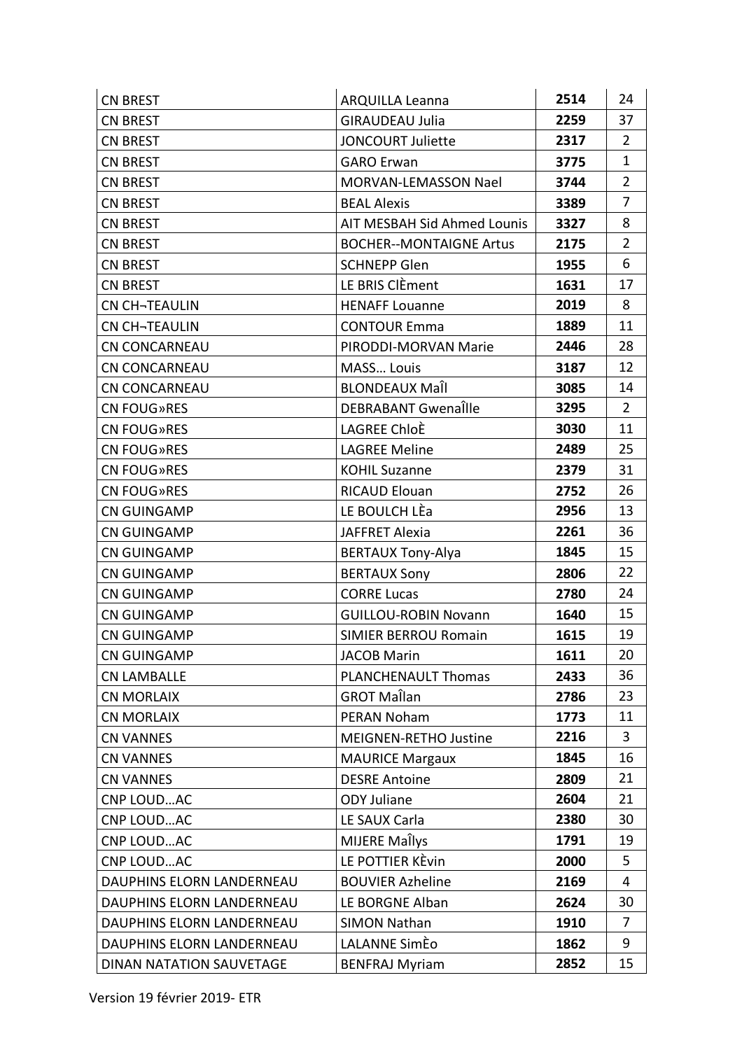| CN BREST | ARQUILLA Leanna | **2514** | 24 |
|---|---|---|---|
| CN BREST | GIRAUDEAU Julia | **2259** | 37 |
| CN BREST | JONCOURT Juliette | **2317** | 2 |
| CN BREST | GARO Erwan | **3775** | 1 |
| CN BREST | MORVAN-LEMASSON Nael | **3744** | 2 |
| CN BREST | BEAL Alexis | **3389** | 7 |
| CN BREST | AIT MESBAH Sid Ahmed Lounis | **3327** | 8 |
| CN BREST | BOCHER--MONTAIGNE Artus | **2175** | 2 |
| CN BREST | SCHNEPP Glen | **1955** | 6 |
| CN BREST | LE BRIS ClÈment | **1631** | 17 |
| CN CH¬TEAULIN | HENAFF Louanne | **2019** | 8 |
| CN CH¬TEAULIN | CONTOUR Emma | **1889** | 11 |
| CN CONCARNEAU | PIRODDI-MORVAN Marie | **2446** | 28 |
| CN CONCARNEAU | MASS… Louis | **3187** | 12 |
| CN CONCARNEAU | BLONDEAUX MaÎl | **3085** | 14 |
| CN FOUG»RES | DEBRABANT GwenaÎlle | **3295** | 2 |
| CN FOUG»RES | LAGREE ChloÈ | **3030** | 11 |
| CN FOUG»RES | LAGREE Meline | **2489** | 25 |
| CN FOUG»RES | KOHIL Suzanne | **2379** | 31 |
| CN FOUG»RES | RICAUD Elouan | **2752** | 26 |
| CN GUINGAMP | LE BOULCH LÈa | **2956** | 13 |
| CN GUINGAMP | JAFFRET Alexia | **2261** | 36 |
| CN GUINGAMP | BERTAUX Tony-Alya | **1845** | 15 |
| CN GUINGAMP | BERTAUX Sony | **2806** | 22 |
| CN GUINGAMP | CORRE Lucas | **2780** | 24 |
| CN GUINGAMP | GUILLOU-ROBIN Novann | **1640** | 15 |
| CN GUINGAMP | SIMIER BERROU Romain | **1615** | 19 |
| CN GUINGAMP | JACOB Marin | **1611** | 20 |
| CN LAMBALLE | PLANCHENAULT Thomas | **2433** | 36 |
| CN MORLAIX | GROT MaÎlan | **2786** | 23 |
| CN MORLAIX | PERAN Noham | **1773** | 11 |
| CN VANNES | MEIGNEN-RETHO Justine | **2216** | 3 |
| CN VANNES | MAURICE Margaux | **1845** | 16 |
| CN VANNES | DESRE Antoine | **2809** | 21 |
| CNP LOUD…AC | ODY Juliane | **2604** | 21 |
| CNP LOUD…AC | LE SAUX Carla | **2380** | 30 |
| CNP LOUD…AC | MIJERE MaÎlys | **1791** | 19 |
| CNP LOUD…AC | LE POTTIER KÈvin | **2000** | 5 |
| DAUPHINS ELORN LANDERNEAU | BOUVIER Azheline | **2169** | 4 |
| DAUPHINS ELORN LANDERNEAU | LE BORGNE Alban | **2624** | 30 |
| DAUPHINS ELORN LANDERNEAU | SIMON Nathan | **1910** | 7 |
| DAUPHINS ELORN LANDERNEAU | LALANNE SimÈo | **1862** | 9 |
| DINAN NATATION SAUVETAGE | BENFRAJ Myriam | **2852** | 15 |

Version 19 février 2019- ETR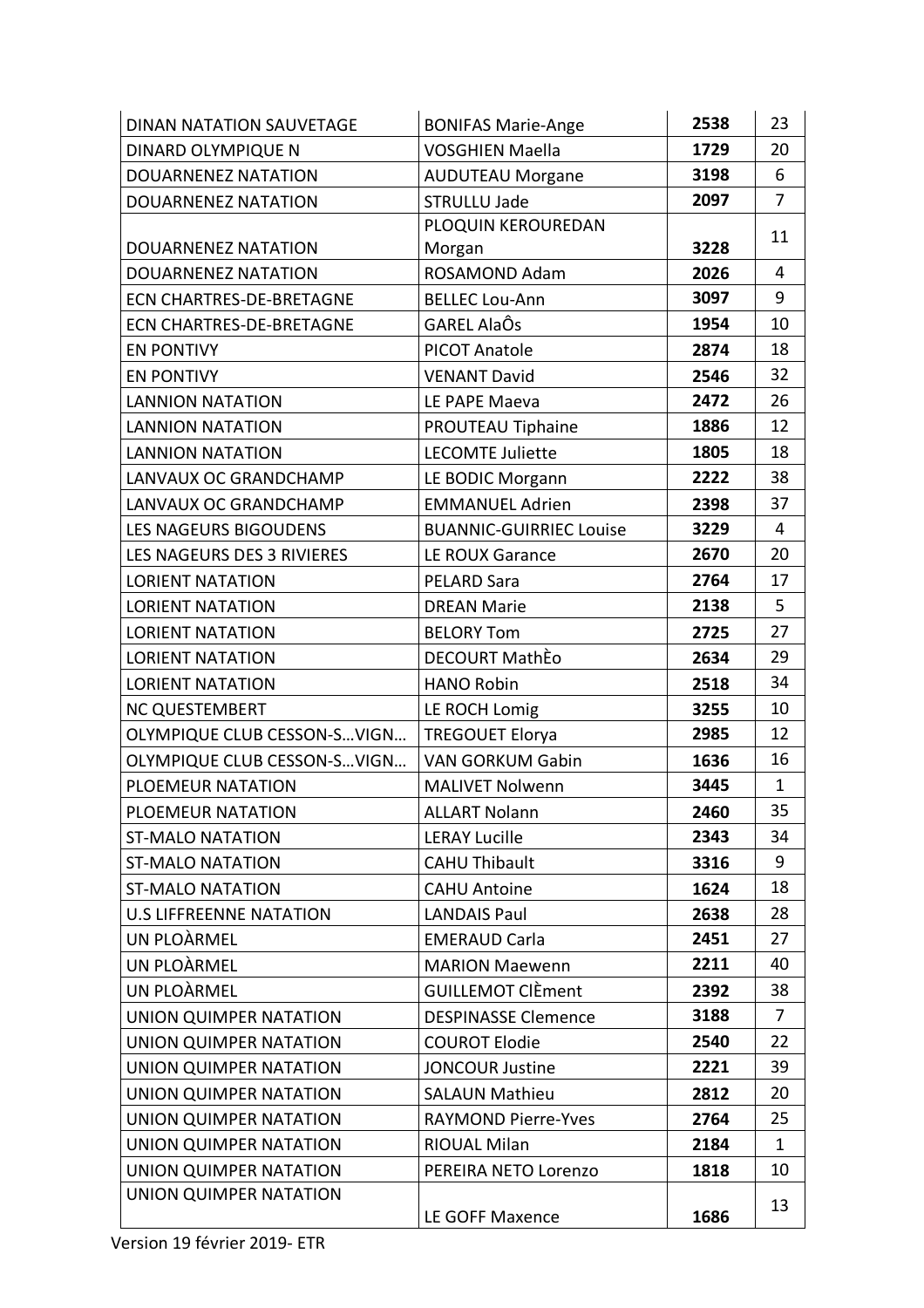| | | | |
|---|---|---|---|
| DINAN NATATION SAUVETAGE | BONIFAS Marie-Ange | **2538** | 23 |
| DINARD OLYMPIQUE N | VOSGHIEN Maella | **1729** | 20 |
| DOUARNENEZ NATATION | AUDUTEAU Morgane | **3198** | 6 |
| DOUARNENEZ NATATION | STRULLU Jade | **2097** | 7 |
| DOUARNENEZ NATATION | PLOQUIN KEROUREDAN Morgan | **3228** | 11 |
| DOUARNENEZ NATATION | ROSAMOND Adam | **2026** | 4 |
| ECN CHARTRES-DE-BRETAGNE | BELLEC Lou-Ann | **3097** | 9 |
| ECN CHARTRES-DE-BRETAGNE | GAREL AlaÔs | **1954** | 10 |
| EN PONTIVY | PICOT Anatole | **2874** | 18 |
| EN PONTIVY | VENANT David | **2546** | 32 |
| LANNION NATATION | LE PAPE Maeva | **2472** | 26 |
| LANNION NATATION | PROUTEAU Tiphaine | **1886** | 12 |
| LANNION NATATION | LECOMTE Juliette | **1805** | 18 |
| LANVAUX OC GRANDCHAMP | LE BODIC Morgann | **2222** | 38 |
| LANVAUX OC GRANDCHAMP | EMMANUEL Adrien | **2398** | 37 |
| LES NAGEURS BIGOUDENS | BUANNIC-GUIRRIEC Louise | **3229** | 4 |
| LES NAGEURS DES 3 RIVIERES | LE ROUX Garance | **2670** | 20 |
| LORIENT NATATION | PELARD Sara | **2764** | 17 |
| LORIENT NATATION | DREAN Marie | **2138** | 5 |
| LORIENT NATATION | BELORY Tom | **2725** | 27 |
| LORIENT NATATION | DECOURT MathÈo | **2634** | 29 |
| LORIENT NATATION | HANO Robin | **2518** | 34 |
| NC QUESTEMBERT | LE ROCH Lomig | **3255** | 10 |
| OLYMPIQUE CLUB CESSON-S…VIGN… | TREGOUET Elorya | **2985** | 12 |
| OLYMPIQUE CLUB CESSON-S…VIGN… | VAN GORKUM Gabin | **1636** | 16 |
| PLOEMEUR NATATION | MALIVET Nolwenn | **3445** | 1 |
| PLOEMEUR NATATION | ALLART Nolann | **2460** | 35 |
| ST-MALO NATATION | LERAY Lucille | **2343** | 34 |
| ST-MALO NATATION | CAHU Thibault | **3316** | 9 |
| ST-MALO NATATION | CAHU Antoine | **1624** | 18 |
| U.S LIFFREENNE NATATION | LANDAIS Paul | **2638** | 28 |
| UN PLOÀRMEL | EMERAUD Carla | **2451** | 27 |
| UN PLOÀRMEL | MARION Maewenn | **2211** | 40 |
| UN PLOÀRMEL | GUILLEMOT ClÈment | **2392** | 38 |
| UNION QUIMPER NATATION | DESPINASSE Clemence | **3188** | 7 |
| UNION QUIMPER NATATION | COUROT Elodie | **2540** | 22 |
| UNION QUIMPER NATATION | JONCOUR Justine | **2221** | 39 |
| UNION QUIMPER NATATION | SALAUN Mathieu | **2812** | 20 |
| UNION QUIMPER NATATION | RAYMOND Pierre-Yves | **2764** | 25 |
| UNION QUIMPER NATATION | RIOUAL Milan | **2184** | 1 |
| UNION QUIMPER NATATION | PEREIRA NETO Lorenzo | **1818** | 10 |
| UNION QUIMPER NATATION | LE GOFF Maxence | **1686** | 13 |

Version 19 février 2019- ETR